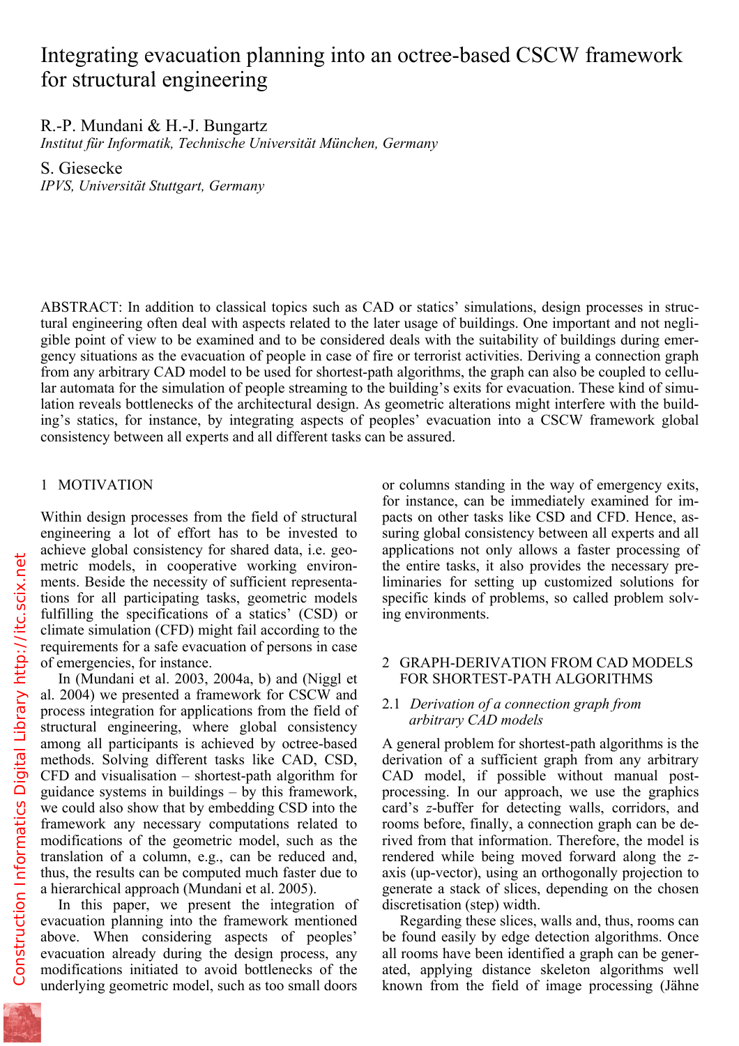# Integrating evacuation planning into an octree-based CSCW framework for structural engineering

R.-P. Mundani & H.-J. Bungartz
*Institut für Informatik, Technische Universität München, Germany*

S. Giesecke
*IPVS, Universität Stuttgart, Germany*

ABSTRACT: In addition to classical topics such as CAD or statics' simulations, design processes in structural engineering often deal with aspects related to the later usage of buildings. One important and not negligible point of view to be examined and to be considered deals with the suitability of buildings during emergency situations as the evacuation of people in case of fire or terrorist activities. Deriving a connection graph from any arbitrary CAD model to be used for shortest-path algorithms, the graph can also be coupled to cellular automata for the simulation of people streaming to the building's exits for evacuation. These kind of simulation reveals bottlenecks of the architectural design. As geometric alterations might interfere with the building's statics, for instance, by integrating aspects of peoples' evacuation into a CSCW framework global consistency between all experts and all different tasks can be assured.

## 1 MOTIVATION

Within design processes from the field of structural engineering a lot of effort has to be invested to achieve global consistency for shared data, i.e. geometric models, in cooperative working environments. Beside the necessity of sufficient representations for all participating tasks, geometric models fulfilling the specifications of a statics' (CSD) or climate simulation (CFD) might fail according to the requirements for a safe evacuation of persons in case of emergencies, for instance.

In (Mundani et al. 2003, 2004a, b) and (Niggl et al. 2004) we presented a framework for CSCW and process integration for applications from the field of structural engineering, where global consistency among all participants is achieved by octree-based methods. Solving different tasks like CAD, CSD, CFD and visualisation – shortest-path algorithm for guidance systems in buildings – by this framework, we could also show that by embedding CSD into the framework any necessary computations related to modifications of the geometric model, such as the translation of a column, e.g., can be reduced and, thus, the results can be computed much faster due to a hierarchical approach (Mundani et al. 2005).

In this paper, we present the integration of evacuation planning into the framework mentioned above. When considering aspects of peoples' evacuation already during the design process, any modifications initiated to avoid bottlenecks of the underlying geometric model, such as too small doors or columns standing in the way of emergency exits, for instance, can be immediately examined for impacts on other tasks like CSD and CFD. Hence, assuring global consistency between all experts and all applications not only allows a faster processing of the entire tasks, it also provides the necessary preliminaries for setting up customized solutions for specific kinds of problems, so called problem solving environments.

## 2 GRAPH-DERIVATION FROM CAD MODELS FOR SHORTEST-PATH ALGORITHMS

### 2.1 *Derivation of a connection graph from arbitrary CAD models*

A general problem for shortest-path algorithms is the derivation of a sufficient graph from any arbitrary CAD model, if possible without manual post-processing. In our approach, we use the graphics card's *z*-buffer for detecting walls, corridors, and rooms before, finally, a connection graph can be derived from that information. Therefore, the model is rendered while being moved forward along the *z*-axis (up-vector), using an orthogonally projection to generate a stack of slices, depending on the chosen discretisation (step) width.

Regarding these slices, walls and, thus, rooms can be found easily by edge detection algorithms. Once all rooms have been identified a graph can be generated, applying distance skeleton algorithms well known from the field of image processing (Jähne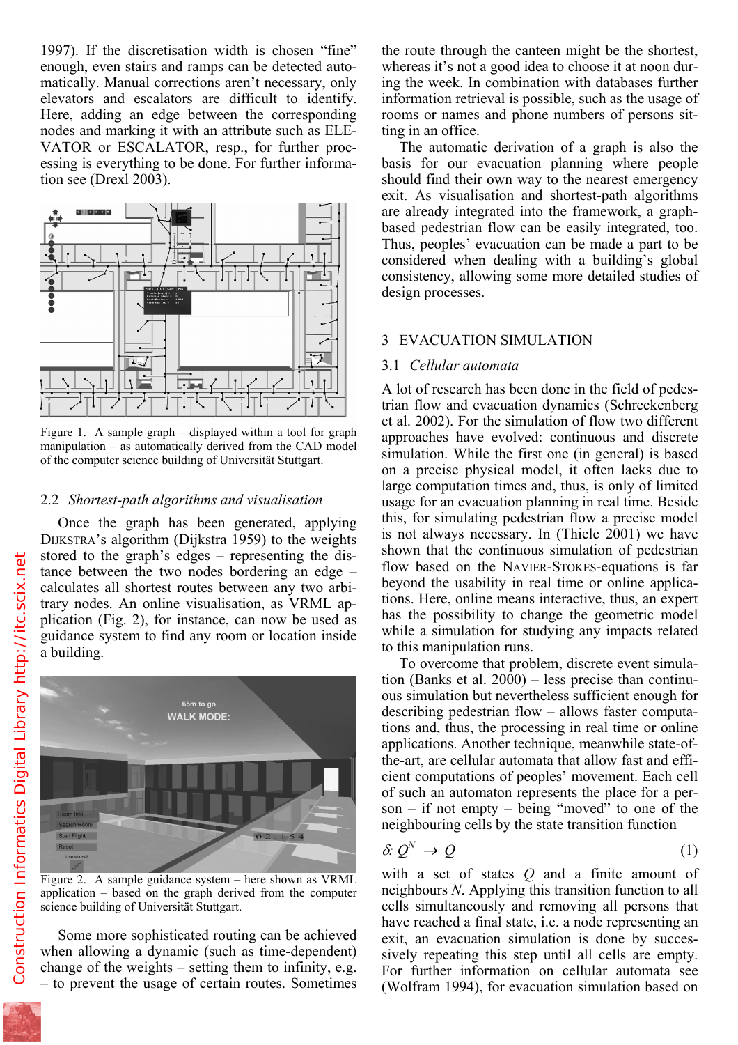1997). If the discretisation width is chosen "fine" enough, even stairs and ramps can be detected automatically. Manual corrections aren't necessary, only elevators and escalators are difficult to identify. Here, adding an edge between the corresponding nodes and marking it with an attribute such as ELEVATOR or ESCALATOR, resp., for further processing is everything to be done. For further information see (Drexl 2003).

Figure 1. A sample graph – displayed within a tool for graph manipulation – as automatically derived from the CAD model of the computer science building of Universität Stuttgart.

## 2.2 *Shortest-path algorithms and visualisation*

Once the graph has been generated, applying DIJKSTRA's algorithm (Dijkstra 1959) to the weights stored to the graph's edges – representing the distance between the two nodes bordering an edge – calculates all shortest routes between any two arbitrary nodes. An online visualisation, as VRML application (Fig. 2), for instance, can now be used as guidance system to find any room or location inside a building.

Figure 2. A sample guidance system – here shown as VRML application – based on the graph derived from the computer science building of Universität Stuttgart.

Some more sophisticated routing can be achieved when allowing a dynamic (such as time-dependent) change of the weights – setting them to infinity, e.g. – to prevent the usage of certain routes. Sometimes the route through the canteen might be the shortest, whereas it's not a good idea to choose it at noon during the week. In combination with databases further information retrieval is possible, such as the usage of rooms or names and phone numbers of persons sitting in an office.

The automatic derivation of a graph is also the basis for our evacuation planning where people should find their own way to the nearest emergency exit. As visualisation and shortest-path algorithms are already integrated into the framework, a graph-based pedestrian flow can be easily integrated, too. Thus, peoples' evacuation can be made a part to be considered when dealing with a building's global consistency, allowing some more detailed studies of design processes.

# 3 EVACUATION SIMULATION

## 3.1 *Cellular automata*

A lot of research has been done in the field of pedestrian flow and evacuation dynamics (Schreckenberg et al. 2002). For the simulation of flow two different approaches have evolved: continuous and discrete simulation. While the first one (in general) is based on a precise physical model, it often lacks due to large computation times and, thus, is only of limited usage for an evacuation planning in real time. Beside this, for simulating pedestrian flow a precise model is not always necessary. In (Thiele 2001) we have shown that the continuous simulation of pedestrian flow based on the NAVIER-STOKES-equations is far beyond the usability in real time or online applications. Here, online means interactive, thus, an expert has the possibility to change the geometric model while a simulation for studying any impacts related to this manipulation runs.

To overcome that problem, discrete event simulation (Banks et al. 2000) – less precise than continuous simulation but nevertheless sufficient enough for describing pedestrian flow – allows faster computations and, thus, the processing in real time or online applications. Another technique, meanwhile state-of-the-art, are cellular automata that allow fast and efficient computations of peoples' movement. Each cell of such an automaton represents the place for a person – if not empty – being "moved" to one of the neighbouring cells by the state transition function

$$\delta: Q^N \rightarrow Q \tag{1}$$

with a set of states $Q$ and a finite amount of neighbours $N$. Applying this transition function to all cells simultaneously and removing all persons that have reached a final state, i.e. a node representing an exit, an evacuation simulation is done by successively repeating this step until all cells are empty. For further information on cellular automata see (Wolfram 1994), for evacuation simulation based on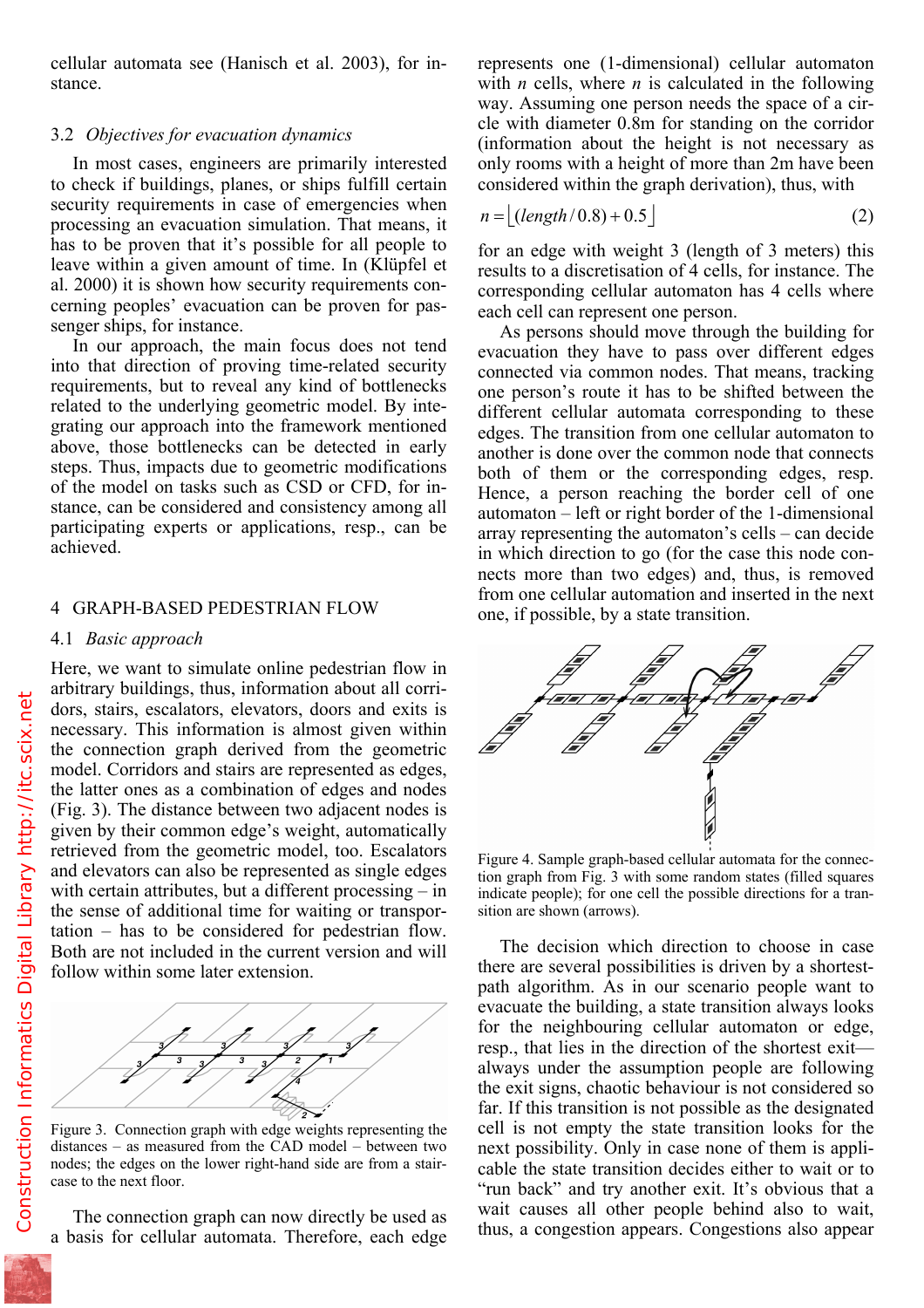cellular automata see (Hanisch et al. 2003), for instance.

### 3.2 *Objectives for evacuation dynamics*

In most cases, engineers are primarily interested to check if buildings, planes, or ships fulfill certain security requirements in case of emergencies when processing an evacuation simulation. That means, it has to be proven that it's possible for all people to leave within a given amount of time. In (Klüpfel et al. 2000) it is shown how security requirements concerning peoples' evacuation can be proven for passenger ships, for instance.

In our approach, the main focus does not tend into that direction of proving time-related security requirements, but to reveal any kind of bottlenecks related to the underlying geometric model. By integrating our approach into the framework mentioned above, those bottlenecks can be detected in early steps. Thus, impacts due to geometric modifications of the model on tasks such as CSD or CFD, for instance, can be considered and consistency among all participating experts or applications, resp., can be achieved.

## 4 GRAPH-BASED PEDESTRIAN FLOW

### 4.1 *Basic approach*

Here, we want to simulate online pedestrian flow in arbitrary buildings, thus, information about all corridors, stairs, escalators, elevators, doors and exits is necessary. This information is almost given within the connection graph derived from the geometric model. Corridors and stairs are represented as edges, the latter ones as a combination of edges and nodes (Fig. 3). The distance between two adjacent nodes is given by their common edge's weight, automatically retrieved from the geometric model, too. Escalators and elevators can also be represented as single edges with certain attributes, but a different processing – in the sense of additional time for waiting or transportation – has to be considered for pedestrian flow. Both are not included in the current version and will follow within some later extension.

Figure 3. Connection graph with edge weights representing the distances – as measured from the CAD model – between two nodes; the edges on the lower right-hand side are from a staircase to the next floor.

The connection graph can now directly be used as a basis for cellular automata. Therefore, each edge represents one (1-dimensional) cellular automaton with $n$ cells, where $n$ is calculated in the following way. Assuming one person needs the space of a circle with diameter 0.8m for standing on the corridor (information about the height is not necessary as only rooms with a height of more than 2m have been considered within the graph derivation), thus, with

$$n = \lfloor (length / 0.8) + 0.5 \rfloor \tag{2}$$

for an edge with weight 3 (length of 3 meters) this results to a discretisation of 4 cells, for instance. The corresponding cellular automaton has 4 cells where each cell can represent one person.

As persons should move through the building for evacuation they have to pass over different edges connected via common nodes. That means, tracking one person's route it has to be shifted between the different cellular automata corresponding to these edges. The transition from one cellular automaton to another is done over the common node that connects both of them or the corresponding edges, resp. Hence, a person reaching the border cell of one automaton – left or right border of the 1-dimensional array representing the automaton's cells – can decide in which direction to go (for the case this node connects more than two edges) and, thus, is removed from one cellular automation and inserted in the next one, if possible, by a state transition.

Figure 4. Sample graph-based cellular automata for the connection graph from Fig. 3 with some random states (filled squares indicate people); for one cell the possible directions for a transition are shown (arrows).

The decision which direction to choose in case there are several possibilities is driven by a shortest-path algorithm. As in our scenario people want to evacuate the building, a state transition always looks for the neighbouring cellular automaton or edge, resp., that lies in the direction of the shortest exit—always under the assumption people are following the exit signs, chaotic behaviour is not considered so far. If this transition is not possible as the designated cell is not empty the state transition looks for the next possibility. Only in case none of them is applicable the state transition decides either to wait or to "run back" and try another exit. It's obvious that a wait causes all other people behind also to wait, thus, a congestion appears. Congestions also appear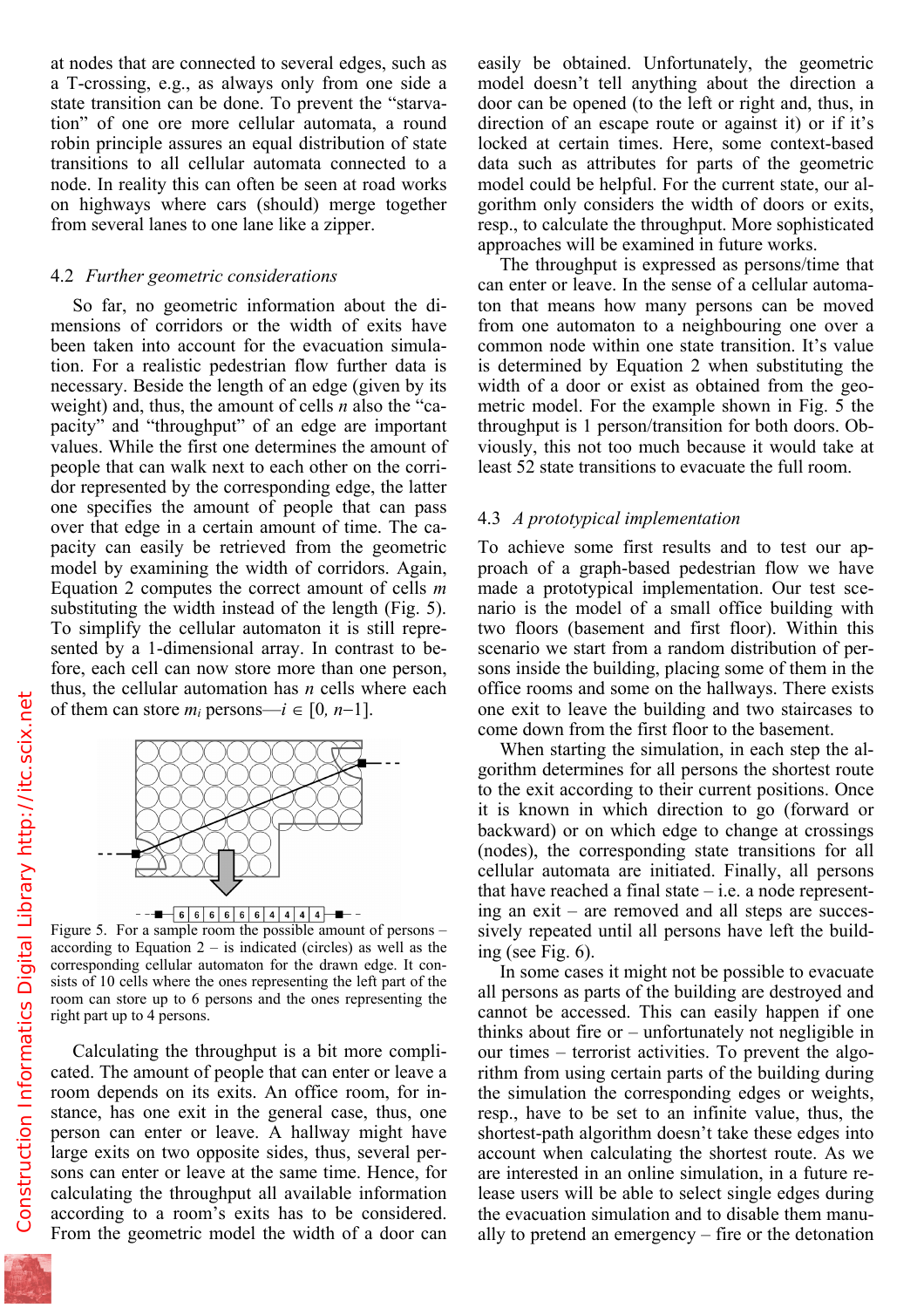at nodes that are connected to several edges, such as a T-crossing, e.g., as always only from one side a state transition can be done. To prevent the "starvation" of one ore more cellular automata, a round robin principle assures an equal distribution of state transitions to all cellular automata connected to a node. In reality this can often be seen at road works on highways where cars (should) merge together from several lanes to one lane like a zipper.

### 4.2 *Further geometric considerations*

So far, no geometric information about the dimensions of corridors or the width of exits have been taken into account for the evacuation simulation. For a realistic pedestrian flow further data is necessary. Beside the length of an edge (given by its weight) and, thus, the amount of cells $n$ also the "capacity" and "throughput" of an edge are important values. While the first one determines the amount of people that can walk next to each other on the corridor represented by the corresponding edge, the latter one specifies the amount of people that can pass over that edge in a certain amount of time. The capacity can easily be retrieved from the geometric model by examining the width of corridors. Again, Equation 2 computes the correct amount of cells $m$ substituting the width instead of the length (Fig. 5). To simplify the cellular automaton it is still represented by a 1-dimensional array. In contrast to before, each cell can now store more than one person, thus, the cellular automaton has $n$ cells where each of them can store $m_i$ persons—$i \in [0, n-1]$.

Figure 5. For a sample room the possible amount of persons – according to Equation 2 – is indicated (circles) as well as the corresponding cellular automaton for the drawn edge. It consists of 10 cells where the ones representing the left part of the room can store up to 6 persons and the ones representing the right part up to 4 persons.

Calculating the throughput is a bit more complicated. The amount of people that can enter or leave a room depends on its exits. An office room, for instance, has one exit in the general case, thus, one person can enter or leave. A hallway might have large exits on two opposite sides, thus, several persons can enter or leave at the same time. Hence, for calculating the throughput all available information according to a room's exits has to be considered. From the geometric model the width of a door can easily be obtained. Unfortunately, the geometric model doesn't tell anything about the direction a door can be opened (to the left or right and, thus, in direction of an escape route or against it) or if it's locked at certain times. Here, some context-based data such as attributes for parts of the geometric model could be helpful. For the current state, our algorithm only considers the width of doors or exits, resp., to calculate the throughput. More sophisticated approaches will be examined in future works.

The throughput is expressed as persons/time that can enter or leave. In the sense of a cellular automaton that means how many persons can be moved from one automaton to a neighbouring one over a common node within one state transition. It's value is determined by Equation 2 when substituting the width of a door or exist as obtained from the geometric model. For the example shown in Fig. 5 the throughput is 1 person/transition for both doors. Obviously, this not too much because it would take at least 52 state transitions to evacuate the full room.

### 4.3 *A prototypical implementation*

To achieve some first results and to test our approach of a graph-based pedestrian flow we have made a prototypical implementation. Our test scenario is the model of a small office building with two floors (basement and first floor). Within this scenario we start from a random distribution of persons inside the building, placing some of them in the office rooms and some on the hallways. There exists one exit to leave the building and two staircases to come down from the first floor to the basement.

When starting the simulation, in each step the algorithm determines for all persons the shortest route to the exit according to their current positions. Once it is known in which direction to go (forward or backward) or on which edge to change at crossings (nodes), the corresponding state transitions for all cellular automata are initiated. Finally, all persons that have reached a final state – i.e. a node representing an exit – are removed and all steps are successively repeated until all persons have left the building (see Fig. 6).

In some cases it might not be possible to evacuate all persons as parts of the building are destroyed and cannot be accessed. This can easily happen if one thinks about fire or – unfortunately not negligible in our times – terrorist activities. To prevent the algorithm from using certain parts of the building during the simulation the corresponding edges or weights, resp., have to be set to an infinite value, thus, the shortest-path algorithm doesn't take these edges into account when calculating the shortest route. As we are interested in an online simulation, in a future release users will be able to select single edges during the evacuation simulation and to disable them manually to pretend an emergency – fire or the detonation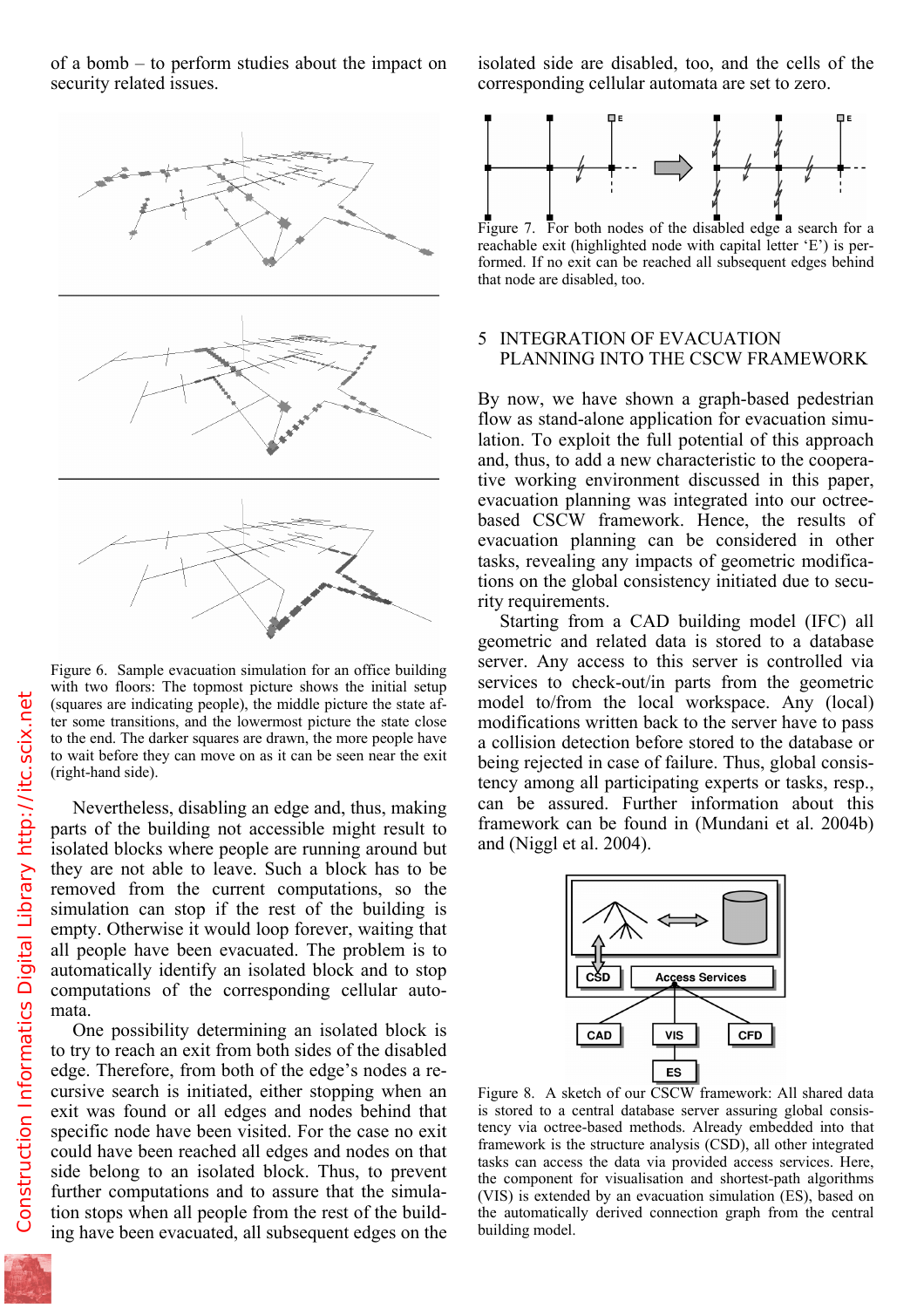of a bomb – to perform studies about the impact on security related issues.

Figure 6. Sample evacuation simulation for an office building with two floors: The topmost picture shows the initial setup (squares are indicating people), the middle picture the state after some transitions, and the lowermost picture the state close to the end. The darker squares are drawn, the more people have to wait before they can move on as it can be seen near the exit (right-hand side).

Nevertheless, disabling an edge and, thus, making parts of the building not accessible might result to isolated blocks where people are running around but they are not able to leave. Such a block has to be removed from the current computations, so the simulation can stop if the rest of the building is empty. Otherwise it would loop forever, waiting that all people have been evacuated. The problem is to automatically identify an isolated block and to stop computations of the corresponding cellular automata.

One possibility determining an isolated block is to try to reach an exit from both sides of the disabled edge. Therefore, from both of the edge's nodes a recursive search is initiated, either stopping when an exit was found or all edges and nodes behind that specific node have been visited. For the case no exit could have been reached all edges and nodes on that side belong to an isolated block. Thus, to prevent further computations and to assure that the simulation stops when all people from the rest of the building have been evacuated, all subsequent edges on the isolated side are disabled, too, and the cells of the corresponding cellular automata are set to zero.

Figure 7. For both nodes of the disabled edge a search for a reachable exit (highlighted node with capital letter 'E') is performed. If no exit can be reached all subsequent edges behind that node are disabled, too.

## 5 INTEGRATION OF EVACUATION PLANNING INTO THE CSCW FRAMEWORK

By now, we have shown a graph-based pedestrian flow as stand-alone application for evacuation simulation. To exploit the full potential of this approach and, thus, to add a new characteristic to the cooperative working environment discussed in this paper, evacuation planning was integrated into our octree-based CSCW framework. Hence, the results of evacuation planning can be considered in other tasks, revealing any impacts of geometric modifications on the global consistency initiated due to security requirements.

Starting from a CAD building model (IFC) all geometric and related data is stored to a database server. Any access to this server is controlled via services to check-out/in parts from the geometric model to/from the local workspace. Any (local) modifications written back to the server have to pass a collision detection before stored to the database or being rejected in case of failure. Thus, global consistency among all participating experts or tasks, resp., can be assured. Further information about this framework can be found in (Mundani et al. 2004b) and (Niggl et al. 2004).

Figure 8. A sketch of our CSCW framework: All shared data is stored to a central database server assuring global consistency via octree-based methods. Already embedded into that framework is the structure analysis (CSD), all other integrated tasks can access the data via provided access services. Here, the component for visualisation and shortest-path algorithms (VIS) is extended by an evacuation simulation (ES), based on the automatically derived connection graph from the central building model.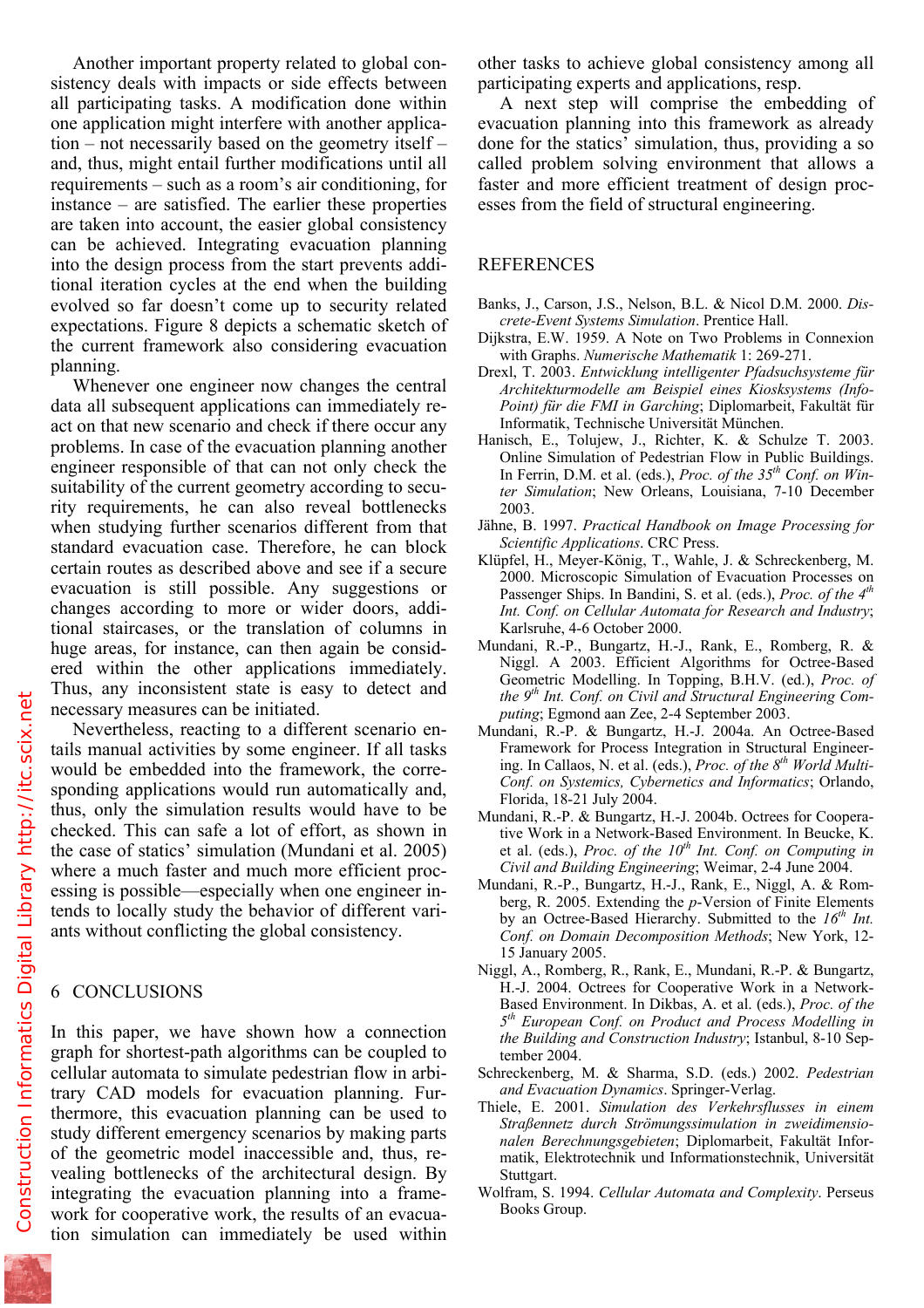Another important property related to global consistency deals with impacts or side effects between all participating tasks. A modification done within one application might interfere with another application – not necessarily based on the geometry itself – and, thus, might entail further modifications until all requirements – such as a room's air conditioning, for instance – are satisfied. The earlier these properties are taken into account, the easier global consistency can be achieved. Integrating evacuation planning into the design process from the start prevents additional iteration cycles at the end when the building evolved so far doesn't come up to security related expectations. Figure 8 depicts a schematic sketch of the current framework also considering evacuation planning.

Whenever one engineer now changes the central data all subsequent applications can immediately react on that new scenario and check if there occur any problems. In case of the evacuation planning another engineer responsible of that can not only check the suitability of the current geometry according to security requirements, he can also reveal bottlenecks when studying further scenarios different from that standard evacuation case. Therefore, he can block certain routes as described above and see if a secure evacuation is still possible. Any suggestions or changes according to more or wider doors, additional staircases, or the translation of columns in huge areas, for instance, can then again be considered within the other applications immediately. Thus, any inconsistent state is easy to detect and necessary measures can be initiated.

Nevertheless, reacting to a different scenario entails manual activities by some engineer. If all tasks would be embedded into the framework, the corresponding applications would run automatically and, thus, only the simulation results would have to be checked. This can safe a lot of effort, as shown in the case of statics' simulation (Mundani et al. 2005) where a much faster and much more efficient processing is possible—especially when one engineer intends to locally study the behavior of different variants without conflicting the global consistency.

## 6 CONCLUSIONS

In this paper, we have shown how a connection graph for shortest-path algorithms can be coupled to cellular automata to simulate pedestrian flow in arbitrary CAD models for evacuation planning. Furthermore, this evacuation planning can be used to study different emergency scenarios by making parts of the geometric model inaccessible and, thus, revealing bottlenecks of the architectural design. By integrating the evacuation planning into a framework for cooperative work, the results of an evacuation simulation can immediately be used within other tasks to achieve global consistency among all participating experts and applications, resp.

A next step will comprise the embedding of evacuation planning into this framework as already done for the statics' simulation, thus, providing a so called problem solving environment that allows a faster and more efficient treatment of design processes from the field of structural engineering.

## REFERENCES

Banks, J., Carson, J.S., Nelson, B.L. & Nicol D.M. 2000. *Discrete-Event Systems Simulation*. Prentice Hall.

Dijkstra, E.W. 1959. A Note on Two Problems in Connexion with Graphs. *Numerische Mathematik* 1: 269-271.

Drexl, T. 2003. *Entwicklung intelligenter Pfadsuchsysteme für Architekturmodelle am Beispiel eines Kiosksystems (Info-Point) für die FMI in Garching*; Diplomarbeit, Fakultät für Informatik, Technische Universität München.

Hanisch, E., Tolujew, J., Richter, K. & Schulze T. 2003. Online Simulation of Pedestrian Flow in Public Buildings. In Ferrin, D.M. et al. (eds.), *Proc. of the 35th Conf. on Winter Simulation*; New Orleans, Louisiana, 7-10 December 2003.

Jähne, B. 1997. *Practical Handbook on Image Processing for Scientific Applications*. CRC Press.

Klüpfel, H., Meyer-König, T., Wahle, J. & Schreckenberg, M. 2000. Microscopic Simulation of Evacuation Processes on Passenger Ships. In Bandini, S. et al. (eds.), *Proc. of the 4th Int. Conf. on Cellular Automata for Research and Industry*; Karlsruhe, 4-6 October 2000.

Mundani, R.-P., Bungartz, H.-J., Rank, E., Romberg, R. & Niggl. A 2003. Efficient Algorithms for Octree-Based Geometric Modelling. In Topping, B.H.V. (ed.), *Proc. of the 9th Int. Conf. on Civil and Structural Engineering Computing*; Egmond aan Zee, 2-4 September 2003.

Mundani, R.-P. & Bungartz, H.-J. 2004a. An Octree-Based Framework for Process Integration in Structural Engineering. In Callaos, N. et al. (eds.), *Proc. of the 8th World Multi-Conf. on Systemics, Cybernetics and Informatics*; Orlando, Florida, 18-21 July 2004.

Mundani, R.-P. & Bungartz, H.-J. 2004b. Octrees for Cooperative Work in a Network-Based Environment. In Beucke, K. et al. (eds.), *Proc. of the 10th Int. Conf. on Computing in Civil and Building Engineering*; Weimar, 2-4 June 2004.

Mundani, R.-P., Bungartz, H.-J., Rank, E., Niggl, A. & Romberg, R. 2005. Extending the *p*-Version of Finite Elements by an Octree-Based Hierarchy. Submitted to the *16th Int. Conf. on Domain Decomposition Methods*; New York, 12-15 January 2005.

Niggl, A., Romberg, R., Rank, E., Mundani, R.-P. & Bungartz, H.-J. 2004. Octrees for Cooperative Work in a Network-Based Environment. In Dikbas, A. et al. (eds.), *Proc. of the 5th European Conf. on Product and Process Modelling in the Building and Construction Industry*; Istanbul, 8-10 September 2004.

Schreckenberg, M. & Sharma, S.D. (eds.) 2002. *Pedestrian and Evacuation Dynamics*. Springer-Verlag.

Thiele, E. 2001. *Simulation des Verkehrsflusses in einem Straßennetz durch Strömungssimulation in zweidimensionalen Berechnungsgebieten*; Diplomarbeit, Fakultät Informatik, Elektrotechnik und Informationstechnik, Universität Stuttgart.

Wolfram, S. 1994. *Cellular Automata and Complexity*. Perseus Books Group.